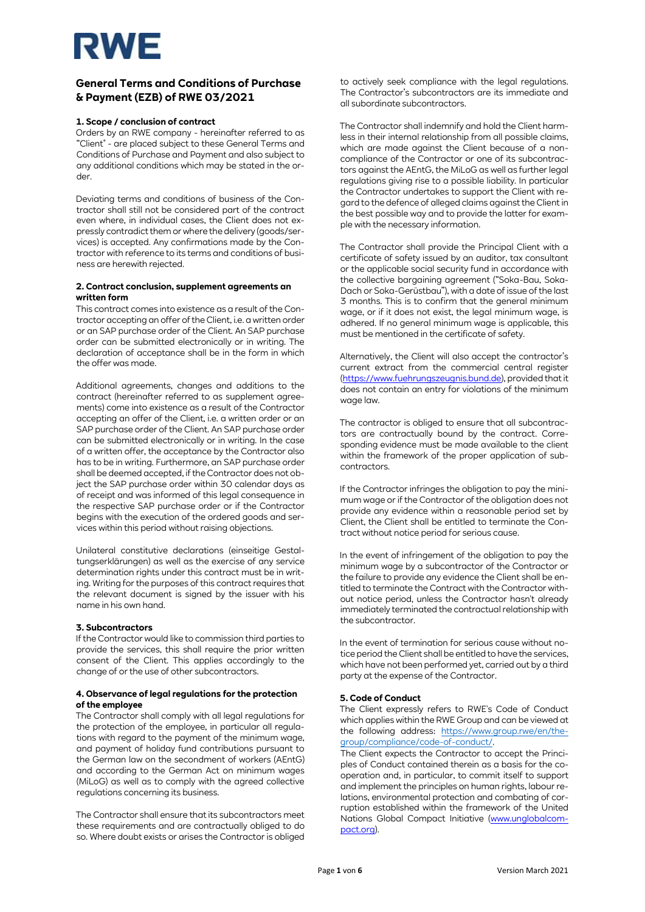# General Terms and Conditions of Purchase & Payment (EZB) of RWE 03/2021

## 1. Scope / conclusion of contract

Orders by an RWE company - hereinafter referred to as "Client" - are placed subject to these General Terms and Conditions of Purchase and Payment and also subject to any additional conditions which may be stated in the order.

Deviating terms and conditions of business of the Contractor shall still not be considered part of the contract even where, in individual cases, the Client does not expressly contradict them or where the delivery (goods/services) is accepted. Any confirmations made by the Contractor with reference to its terms and conditions of business are herewith rejected.

## 2. Contract conclusion, supplement agreements an written form

This contract comes into existence as a result of the Contractor accepting an offer of the Client, i.e. a written order or an SAP purchase order of the Client. An SAP purchase order can be submitted electronically or in writing. The declaration of acceptance shall be in the form in which the offer was made.

Additional agreements, changes and additions to the contract (hereinafter referred to as supplement agreements) come into existence as a result of the Contractor accepting an offer of the Client, i.e. a written order or an SAP purchase order of the Client. An SAP purchase order can be submitted electronically or in writing. In the case of a written offer, the acceptance by the Contractor also has to be in writing. Furthermore, an SAP purchase order shall be deemed accepted, if the Contractor does not object the SAP purchase order within 30 calendar days as of receipt and was informed of this legal consequence in the respective SAP purchase order or if the Contractor begins with the execution of the ordered goods and services within this period without raising objections.

Unilateral constitutive declarations (einseitige Gestaltungserklärungen) as well as the exercise of any service determination rights under this contract must be in writing. Writing for the purposes of this contract requires that the relevant document is signed by the issuer with his name in his own hand.

## 3. Subcontractors

If the Contractor would like to commission third parties to provide the services, this shall require the prior written consent of the Client. This applies accordingly to the change of or the use of other subcontractors.

## 4. Observance of legal regulations for the protection of the employee

The Contractor shall comply with all legal regulations for the protection of the employee, in particular all regulations with regard to the payment of the minimum wage, and payment of holiday fund contributions pursuant to the German law on the secondment of workers (AEntG) and according to the German Act on minimum wages (MiLoG) as well as to comply with the agreed collective regulations concerning its business.

The Contractor shall ensure that its subcontractors meet these requirements and are contractually obliged to do so. Where doubt exists or arises the Contractor is obliged to actively seek compliance with the legal regulations. The Contractor's subcontractors are its immediate and all subordinate subcontractors.

The Contractor shall indemnify and hold the Client harmless in their internal relationship from all possible claims, which are made against the Client because of a non-compliance of the Contractor or one of its subcontractors against the AEntG, the MiLoG as well as further legal regulations giving rise to a possible liability. In particular the Contractor undertakes to support the Client with regard to the defence of alleged claims against the Client in the best possible way and to provide the latter for example with the necessary information.

The Contractor shall provide the Principal Client with a certificate of safety issued by an auditor, tax consultant or the applicable social security fund in accordance with the collective bargaining agreement ("Soka-Bau, Soka-Dach or Soka-Gerüstbau"), with a date of issue of the last 3 months. This is to confirm that the general minimum wage, or if it does not exist, the legal minimum wage, is adhered. If no general minimum wage is applicable, this must be mentioned in the certificate of safety.

Alternatively, the Client will also accept the contractor's current extract from the commercial central register (https://www.fuehrungszeugnis.bund.de), provided that it does not contain an entry for violations of the minimum wage law.

The contractor is obliged to ensure that all subcontractors are contractually bound by the contract. Corresponding evidence must be made available to the client within the framework of the proper application of subcontractors.

If the Contractor infringes the obligation to pay the minimum wage or if the Contractor of the obligation does not provide any evidence within a reasonable period set by Client, the Client shall be entitled to terminate the Contract without notice period for serious cause.

In the event of infringement of the obligation to pay the minimum wage by a subcontractor of the Contractor or the failure to provide any evidence the Client shall be entitled to terminate the Contract with the Contractor without notice period, unless the Contractor hasn't already immediately terminated the contractual relationship with the subcontractor.

In the event of termination for serious cause without notice period the Client shall be entitled to have the services, which have not been performed yet, carried out by a third party at the expense of the Contractor.

## 5. Code of Conduct

The Client expressly refers to RWE's Code of Conduct which applies within the RWE Group and can be viewed at the following address: https://www.group.rwe/en/the-group/compliance/code-of-conduct/.

The Client expects the Contractor to accept the Principles of Conduct contained therein as a basis for the cooperation and, in particular, to commit itself to support and implement the principles on human rights, labour relations, environmental protection and combating of corruption established within the framework of the United Nations Global Compact Initiative (www.unglobalcompact.org).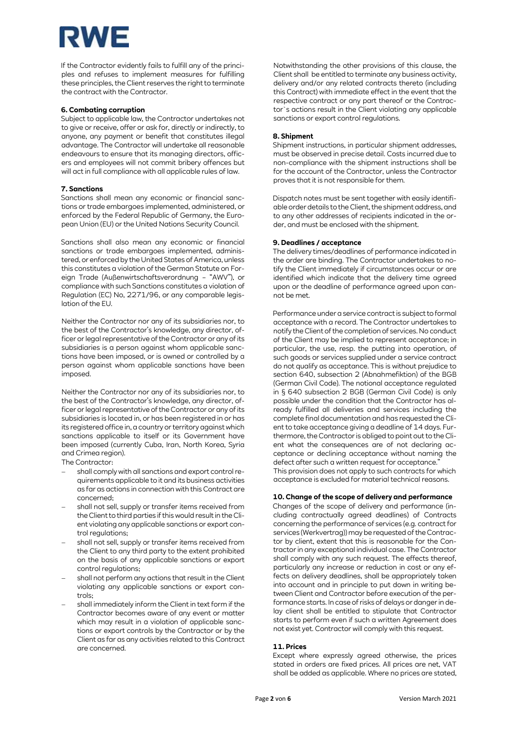If the Contractor evidently fails to fulfill any of the principles and refuses to implement measures for fulfilling these principles, the Client reserves the right to terminate the contract with the Contractor.

### 6. Combating corruption

Subject to applicable law, the Contractor undertakes not to give or receive, offer or ask for, directly or indirectly, to anyone, any payment or benefit that constitutes illegal advantage. The Contractor will undertake all reasonable endeavours to ensure that its managing directors, officers and employees will not commit bribery offences but will act in full compliance with all applicable rules of law.

### 7. Sanctions

Sanctions shall mean any economic or financial sanctions or trade embargoes implemented, administered, or enforced by the Federal Republic of Germany, the European Union (EU) or the United Nations Security Council.

Sanctions shall also mean any economic or financial sanctions or trade embargoes implemented, administered, or enforced by the United States of America, unless this constitutes a violation of the German Statute on Foreign Trade (Außenwirtschaftsverordnung – "AWV"), or compliance with such Sanctions constitutes a violation of Regulation (EC) No, 2271/96, or any comparable legislation of the EU.

Neither the Contractor nor any of its subsidiaries nor, to the best of the Contractor's knowledge, any director, officer or legal representative of the Contractor or any of its subsidiaries is a person against whom applicable sanctions have been imposed, or is owned or controlled by a person against whom applicable sanctions have been imposed.

Neither the Contractor nor any of its subsidiaries nor, to the best of the Contractor's knowledge, any director, officer or legal representative of the Contractor or any of its subsidiaries is located in, or has been registered in or has its registered office in, a country or territory against which sanctions applicable to itself or its Government have been imposed (currently Cuba, Iran, North Korea, Syria and Crimea region).

The Contractor:

- shall comply with all sanctions and export control requirements applicable to it and its business activities as far as actions in connection with this Contract are concerned;
- shall not sell, supply or transfer items received from the Client to third parties if this would result in the Client violating any applicable sanctions or export control regulations;
- shall not sell, supply or transfer items received from the Client to any third party to the extent prohibited on the basis of any applicable sanctions or export control regulations;
- shall not perform any actions that result in the Client violating any applicable sanctions or export controls;
- shall immediately inform the Client in text form if the Contractor becomes aware of any event or matter which may result in a violation of applicable sanctions or export controls by the Contractor or by the Client as far as any activities related to this Contract are concerned.

Notwithstanding the other provisions of this clause, the Client shall be entitled to terminate any business activity, delivery and/or any related contracts thereto (including this Contract) with immediate effect in the event that the respective contract or any part thereof or the Contractor`s actions result in the Client violating any applicable sanctions or export control regulations.

### 8. Shipment

Shipment instructions, in particular shipment addresses, must be observed in precise detail. Costs incurred due to non-compliance with the shipment instructions shall be for the account of the Contractor, unless the Contractor proves that it is not responsible for them.

Dispatch notes must be sent together with easily identifiable order details to the Client, the shipment address, and to any other addresses of recipients indicated in the order, and must be enclosed with the shipment.

### 9. Deadlines / acceptance

The delivery times/deadlines of performance indicated in the order are binding. The Contractor undertakes to notify the Client immediately if circumstances occur or are identified which indicate that the delivery time agreed upon or the deadline of performance agreed upon cannot be met.

Performance under a service contract is subject to formal acceptance with a record. The Contractor undertakes to notify the Client of the completion of services. No conduct of the Client may be implied to represent acceptance; in particular, the use, resp. the putting into operation, of such goods or services supplied under a service contract do not qualify as acceptance. This is without prejudice to section 640, subsection 2 (Abnahmefiktion) of the BGB (German Civil Code). The notional acceptance regulated in § 640 subsection 2 BGB (German Civil Code) is only possible under the condition that the Contractor has already fulfilled all deliveries and services including the complete final documentation and has requested the Client to take acceptance giving a deadline of 14 days. Furthermore, the Contractor is obliged to point out to the Client what the consequences are of not declaring acceptance or declining acceptance without naming the defect after such a written request for acceptance."

This provision does not apply to such contracts for which acceptance is excluded for material technical reasons.

### 10. Change of the scope of delivery and performance

Changes of the scope of delivery and performance (including contractually agreed deadlines) of Contracts concerning the performance of services (e.g. contract for services (Werkvertrag)) may be requested of the Contractor by client, extent that this is reasonable for the Contractor in any exceptional individual case. The Contractor shall comply with any such request. The effects thereof, particularly any increase or reduction in cost or any effects on delivery deadlines, shall be appropriately taken into account and in principle to put down in writing between Client and Contractor before execution of the performance starts. In case of risks of delays or danger in delay client shall be entitled to stipulate that Contractor starts to perform even if such a written Agreement does not exist yet. Contractor will comply with this request.

### 11. Prices

Except where expressly agreed otherwise, the prices stated in orders are fixed prices. All prices are net, VAT shall be added as applicable. Where no prices are stated,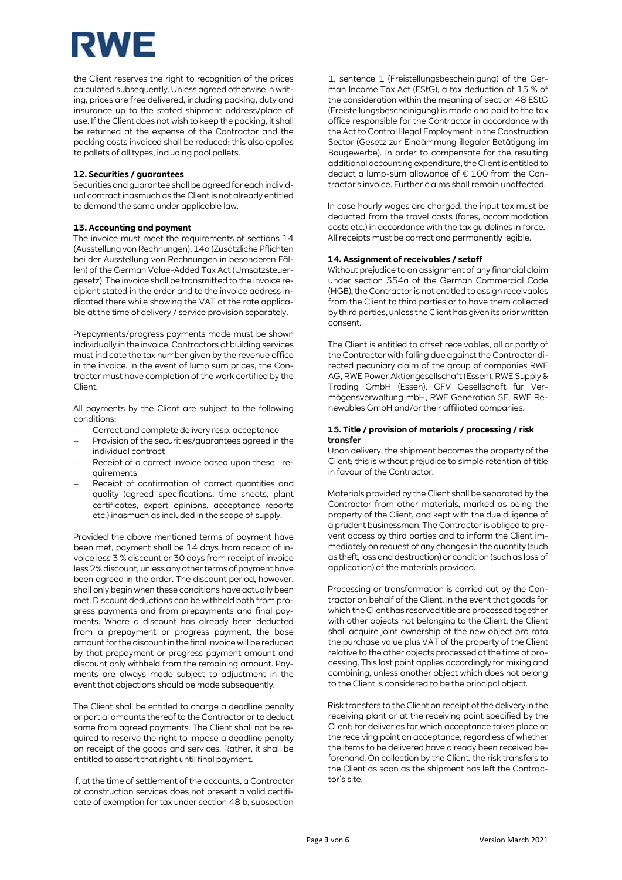the Client reserves the right to recognition of the prices calculated subsequently. Unless agreed otherwise in writing, prices are free delivered, including packing, duty and insurance up to the stated shipment address/place of use. If the Client does not wish to keep the packing, it shall be returned at the expense of the Contractor and the packing costs invoiced shall be reduced; this also applies to pallets of all types, including pool pallets.

### 12. Securities / guarantees

Securities and guarantee shall be agreed for each individual contract inasmuch as the Client is not already entitled to demand the same under applicable law.

### 13. Accounting and payment

The invoice must meet the requirements of sections 14 (Ausstellung von Rechnungen), 14a (Zusätzliche Pflichten bei der Ausstellung von Rechnungen in besonderen Fällen) of the German Value-Added Tax Act (Umsatzsteuergesetz). The invoice shall be transmitted to the invoice recipient stated in the order and to the invoice address indicated there while showing the VAT at the rate applicable at the time of delivery / service provision separately.

Prepayments/progress payments made must be shown individually in the invoice. Contractors of building services must indicate the tax number given by the revenue office in the invoice. In the event of lump sum prices, the Contractor must have completion of the work certified by the Client.

All payments by the Client are subject to the following conditions:

- Correct and complete delivery resp. acceptance
- Provision of the securities/guarantees agreed in the individual contract
- Receipt of a correct invoice based upon these requirements
- Receipt of confirmation of correct quantities and quality (agreed specifications, time sheets, plant certificates, expert opinions, acceptance reports etc.) inasmuch as included in the scope of supply.

Provided the above mentioned terms of payment have been met, payment shall be 14 days from receipt of invoice less 3 % discount or 30 days from receipt of invoice less 2% discount, unless any other terms of payment have been agreed in the order. The discount period, however, shall only begin when these conditions have actually been met. Discount deductions can be withheld both from progress payments and from prepayments and final payments. Where a discount has already been deducted from a prepayment or progress payment, the base amount for the discount in the final invoice will be reduced by that prepayment or progress payment amount and discount only withheld from the remaining amount. Payments are always made subject to adjustment in the event that objections should be made subsequently.

The Client shall be entitled to charge a deadline penalty or partial amounts thereof to the Contractor or to deduct same from agreed payments. The Client shall not be required to reserve the right to impose a deadline penalty on receipt of the goods and services. Rather, it shall be entitled to assert that right until final payment.

If, at the time of settlement of the accounts, a Contractor of construction services does not present a valid certificate of exemption for tax under section 48 b, subsection 1, sentence 1 (Freistellungsbescheinigung) of the German Income Tax Act (EStG), a tax deduction of 15 % of the consideration within the meaning of section 48 EStG (Freistellungsbescheinigung) is made and paid to the tax office responsible for the Contractor in accordance with the Act to Control Illegal Employment in the Construction Sector (Gesetz zur Eindämmung illegaler Betätigung im Baugewerbe). In order to compensate for the resulting additional accounting expenditure, the Client is entitled to deduct a lump-sum allowance of € 100 from the Contractor's invoice. Further claims shall remain unaffected.

In case hourly wages are charged, the input tax must be deducted from the travel costs (fares, accommodation costs etc.) in accordance with the tax guidelines in force. All receipts must be correct and permanently legible.

### 14. Assignment of receivables / setoff

Without prejudice to an assignment of any financial claim under section 354a of the German Commercial Code (HGB), the Contractor is not entitled to assign receivables from the Client to third parties or to have them collected by third parties, unless the Client has given its prior written consent.

The Client is entitled to offset receivables, all or partly of the Contractor with falling due against the Contractor directed pecuniary claim of the group of companies RWE AG, RWE Power Aktiengesellschaft (Essen), RWE Supply & Trading GmbH (Essen), GFV Gesellschaft für Vermögensverwaltung mbH, RWE Generation SE, RWE Renewables GmbH and/or their affiliated companies.

### 15. Title / provision of materials / processing / risk transfer

Upon delivery, the shipment becomes the property of the Client; this is without prejudice to simple retention of title in favour of the Contractor.

Materials provided by the Client shall be separated by the Contractor from other materials, marked as being the property of the Client, and kept with the due diligence of a prudent businessman. The Contractor is obliged to prevent access by third parties and to inform the Client immediately on request of any changes in the quantity (such as theft, loss and destruction) or condition (such as loss of application) of the materials provided.

Processing or transformation is carried out by the Contractor on behalf of the Client. In the event that goods for which the Client has reserved title are processed together with other objects not belonging to the Client, the Client shall acquire joint ownership of the new object pro rata the purchase value plus VAT of the property of the Client relative to the other objects processed at the time of processing. This last point applies accordingly for mixing and combining, unless another object which does not belong to the Client is considered to be the principal object.

Risk transfers to the Client on receipt of the delivery in the receiving plant or at the receiving point specified by the Client; for deliveries for which acceptance takes place at the receiving point on acceptance, regardless of whether the items to be delivered have already been received beforehand. On collection by the Client, the risk transfers to the Client as soon as the shipment has left the Contractor's site.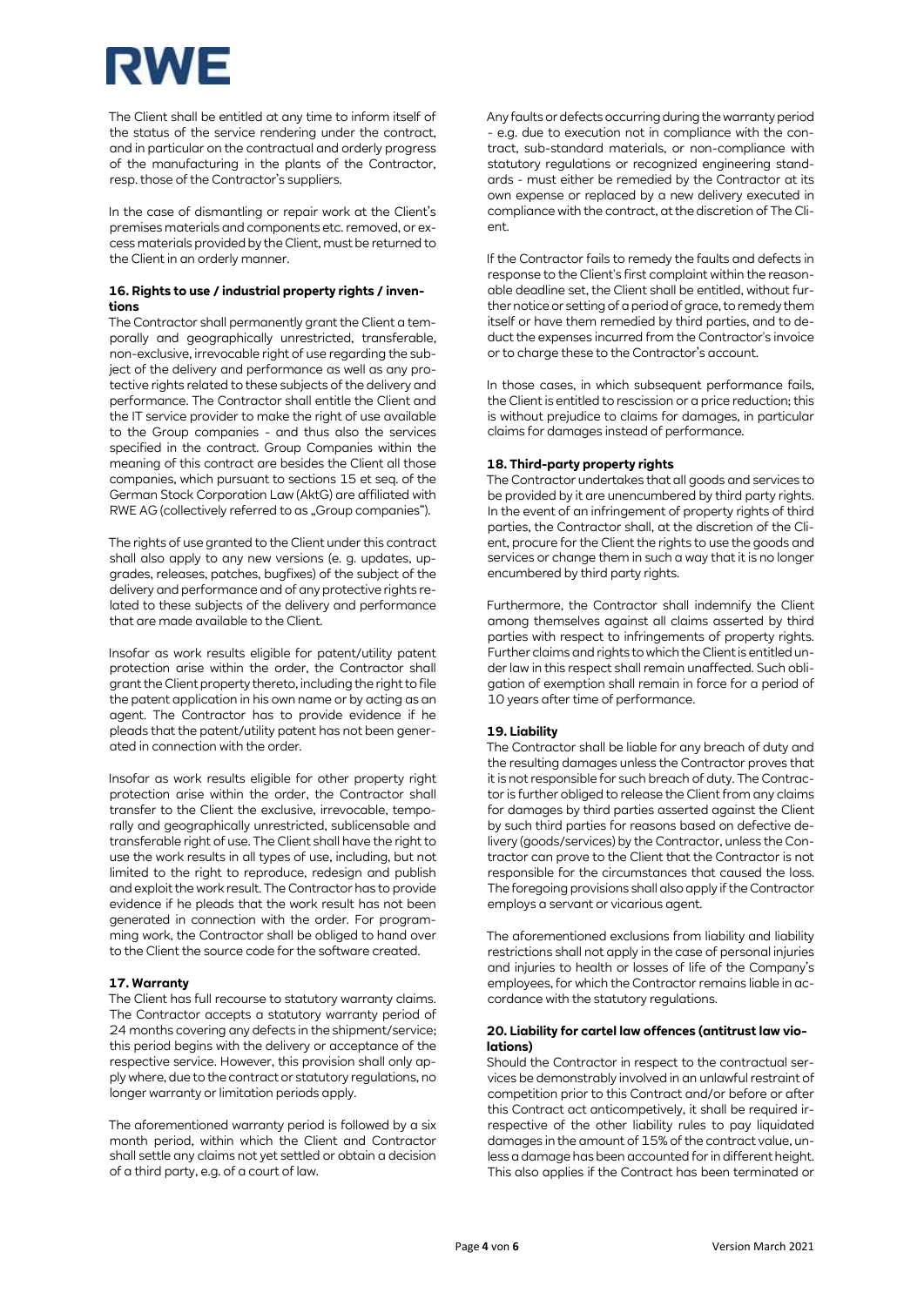The Client shall be entitled at any time to inform itself of the status of the service rendering under the contract, and in particular on the contractual and orderly progress of the manufacturing in the plants of the Contractor, resp. those of the Contractor's suppliers.

In the case of dismantling or repair work at the Client's premises materials and components etc. removed, or excess materials provided by the Client, must be returned to the Client in an orderly manner.

### 16. Rights to use / industrial property rights / inventions

The Contractor shall permanently grant the Client a temporally and geographically unrestricted, transferable, non-exclusive, irrevocable right of use regarding the subject of the delivery and performance as well as any protective rights related to these subjects of the delivery and performance. The Contractor shall entitle the Client and the IT service provider to make the right of use available to the Group companies - and thus also the services specified in the contract. Group Companies within the meaning of this contract are besides the Client all those companies, which pursuant to sections 15 et seq. of the German Stock Corporation Law (AktG) are affiliated with RWE AG (collectively referred to as „Group companies").

The rights of use granted to the Client under this contract shall also apply to any new versions (e. g. updates, upgrades, releases, patches, bugfixes) of the subject of the delivery and performance and of any protective rights related to these subjects of the delivery and performance that are made available to the Client.

Insofar as work results eligible for patent/utility patent protection arise within the order, the Contractor shall grant the Client property thereto, including the right to file the patent application in his own name or by acting as an agent. The Contractor has to provide evidence if he pleads that the patent/utility patent has not been generated in connection with the order.

Insofar as work results eligible for other property right protection arise within the order, the Contractor shall transfer to the Client the exclusive, irrevocable, temporally and geographically unrestricted, sublicensable and transferable right of use. The Client shall have the right to use the work results in all types of use, including, but not limited to the right to reproduce, redesign and publish and exploit the work result. The Contractor has to provide evidence if he pleads that the work result has not been generated in connection with the order. For programming work, the Contractor shall be obliged to hand over to the Client the source code for the software created.

### 17. Warranty

The Client has full recourse to statutory warranty claims. The Contractor accepts a statutory warranty period of 24 months covering any defects in the shipment/service; this period begins with the delivery or acceptance of the respective service. However, this provision shall only apply where, due to the contract or statutory regulations, no longer warranty or limitation periods apply.

The aforementioned warranty period is followed by a six month period, within which the Client and Contractor shall settle any claims not yet settled or obtain a decision of a third party, e.g. of a court of law.

Any faults or defects occurring during the warranty period - e.g. due to execution not in compliance with the contract, sub-standard materials, or non-compliance with statutory regulations or recognized engineering standards - must either be remedied by the Contractor at its own expense or replaced by a new delivery executed in compliance with the contract, at the discretion of The Client.

If the Contractor fails to remedy the faults and defects in response to the Client's first complaint within the reasonable deadline set, the Client shall be entitled, without further notice or setting of a period of grace, to remedy them itself or have them remedied by third parties, and to deduct the expenses incurred from the Contractor's invoice or to charge these to the Contractor's account.

In those cases, in which subsequent performance fails, the Client is entitled to rescission or a price reduction; this is without prejudice to claims for damages, in particular claims for damages instead of performance.

### 18. Third-party property rights

The Contractor undertakes that all goods and services to be provided by it are unencumbered by third party rights. In the event of an infringement of property rights of third parties, the Contractor shall, at the discretion of the Client, procure for the Client the rights to use the goods and services or change them in such a way that it is no longer encumbered by third party rights.

Furthermore, the Contractor shall indemnify the Client among themselves against all claims asserted by third parties with respect to infringements of property rights. Further claims and rights to which the Client is entitled under law in this respect shall remain unaffected. Such obligation of exemption shall remain in force for a period of 10 years after time of performance.

### 19. Liability

The Contractor shall be liable for any breach of duty and the resulting damages unless the Contractor proves that it is not responsible for such breach of duty. The Contractor is further obliged to release the Client from any claims for damages by third parties asserted against the Client by such third parties for reasons based on defective delivery (goods/services) by the Contractor, unless the Contractor can prove to the Client that the Contractor is not responsible for the circumstances that caused the loss. The foregoing provisions shall also apply if the Contractor employs a servant or vicarious agent.

The aforementioned exclusions from liability and liability restrictions shall not apply in the case of personal injuries and injuries to health or losses of life of the Company's employees, for which the Contractor remains liable in accordance with the statutory regulations.

### 20. Liability for cartel law offences (antitrust law violations)

Should the Contractor in respect to the contractual services be demonstrably involved in an unlawful restraint of competition prior to this Contract and/or before or after this Contract act anticompetively, it shall be required irrespective of the other liability rules to pay liquidated damages in the amount of 15% of the contract value, unless a damage has been accounted for in different height. This also applies if the Contract has been terminated or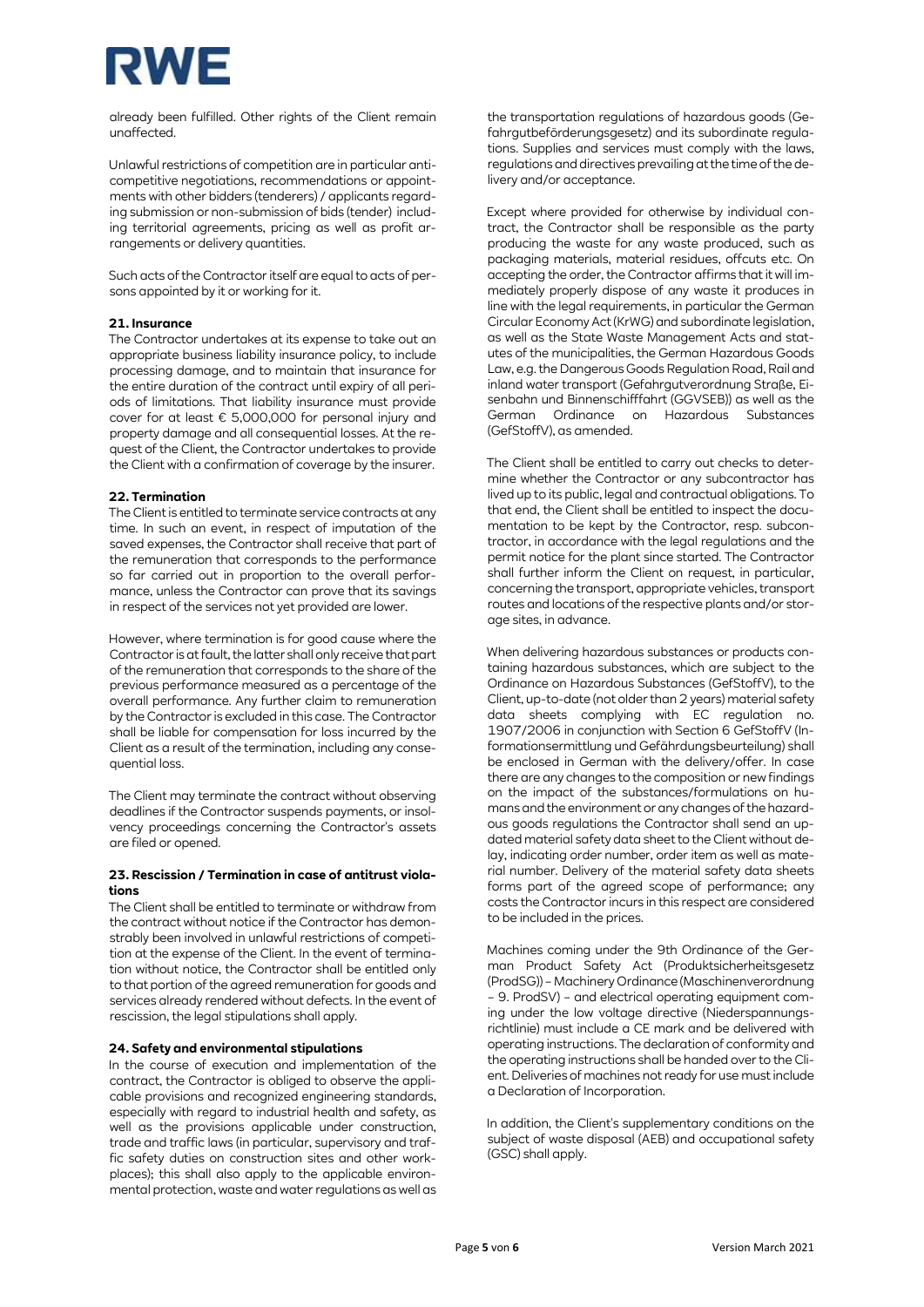already been fulfilled. Other rights of the Client remain unaffected.

Unlawful restrictions of competition are in particular anti-competitive negotiations, recommendations or appointments with other bidders (tenderers) / applicants regarding submission or non-submission of bids (tender) including territorial agreements, pricing as well as profit arrangements or delivery quantities.

Such acts of the Contractor itself are equal to acts of persons appointed by it or working for it.

### 21. Insurance

The Contractor undertakes at its expense to take out an appropriate business liability insurance policy, to include processing damage, and to maintain that insurance for the entire duration of the contract until expiry of all periods of limitations. That liability insurance must provide cover for at least € 5,000,000 for personal injury and property damage and all consequential losses. At the request of the Client, the Contractor undertakes to provide the Client with a confirmation of coverage by the insurer.

### 22. Termination

The Client is entitled to terminate service contracts at any time. In such an event, in respect of imputation of the saved expenses, the Contractor shall receive that part of the remuneration that corresponds to the performance so far carried out in proportion to the overall performance, unless the Contractor can prove that its savings in respect of the services not yet provided are lower.

However, where termination is for good cause where the Contractor is at fault, the latter shall only receive that part of the remuneration that corresponds to the share of the previous performance measured as a percentage of the overall performance. Any further claim to remuneration by the Contractor is excluded in this case. The Contractor shall be liable for compensation for loss incurred by the Client as a result of the termination, including any consequential loss.

The Client may terminate the contract without observing deadlines if the Contractor suspends payments, or insolvency proceedings concerning the Contractor's assets are filed or opened.

### 23. Rescission / Termination in case of antitrust violations

The Client shall be entitled to terminate or withdraw from the contract without notice if the Contractor has demonstrably been involved in unlawful restrictions of competition at the expense of the Client. In the event of termination without notice, the Contractor shall be entitled only to that portion of the agreed remuneration for goods and services already rendered without defects. In the event of rescission, the legal stipulations shall apply.

### 24. Safety and environmental stipulations

In the course of execution and implementation of the contract, the Contractor is obliged to observe the applicable provisions and recognized engineering standards, especially with regard to industrial health and safety, as well as the provisions applicable under construction, trade and traffic laws (in particular, supervisory and traffic safety duties on construction sites and other workplaces); this shall also apply to the applicable environmental protection, waste and water regulations as well as the transportation regulations of hazardous goods (Gefahrgutbeförderungsgesetz) and its subordinate regulations. Supplies and services must comply with the laws, regulations and directives prevailing at the time of the delivery and/or acceptance.

Except where provided for otherwise by individual contract, the Contractor shall be responsible as the party producing the waste for any waste produced, such as packaging materials, material residues, offcuts etc. On accepting the order, the Contractor affirms that it will immediately properly dispose of any waste it produces in line with the legal requirements, in particular the German Circular Economy Act (KrWG) and subordinate legislation, as well as the State Waste Management Acts and statutes of the municipalities, the German Hazardous Goods Law, e.g. the Dangerous Goods Regulation Road, Rail and inland water transport (Gefahrgutverordnung Straße, Eisenbahn und Binnenschifffahrt (GGVSEB)) as well as the German Ordinance on Hazardous Substances (GefStoffV), as amended.

The Client shall be entitled to carry out checks to determine whether the Contractor or any subcontractor has lived up to its public, legal and contractual obligations. To that end, the Client shall be entitled to inspect the documentation to be kept by the Contractor, resp. subcontractor, in accordance with the legal regulations and the permit notice for the plant since started. The Contractor shall further inform the Client on request, in particular, concerning the transport, appropriate vehicles, transport routes and locations of the respective plants and/or storage sites, in advance.

When delivering hazardous substances or products containing hazardous substances, which are subject to the Ordinance on Hazardous Substances (GefStoffV), to the Client, up-to-date (not older than 2 years) material safety data sheets complying with EC regulation no. 1907/2006 in conjunction with Section 6 GefStoffV (Informationsermittlung und Gefährdungsbeurteilung) shall be enclosed in German with the delivery/offer. In case there are any changes to the composition or new findings on the impact of the substances/formulations on humans and the environment or any changes of the hazardous goods regulations the Contractor shall send an updated material safety data sheet to the Client without delay, indicating order number, order item as well as material number. Delivery of the material safety data sheets forms part of the agreed scope of performance; any costs the Contractor incurs in this respect are considered to be included in the prices.

Machines coming under the 9th Ordinance of the German Product Safety Act (Produktsicherheitsgesetz (ProdSG)) – Machinery Ordinance (Maschinenverordnung – 9. ProdSV) – and electrical operating equipment coming under the low voltage directive (Niederspannungsrichtlinie) must include a CE mark and be delivered with operating instructions. The declaration of conformity and the operating instructions shall be handed over to the Client. Deliveries of machines not ready for use must include a Declaration of Incorporation.

In addition, the Client's supplementary conditions on the subject of waste disposal (AEB) and occupational safety (GSC) shall apply.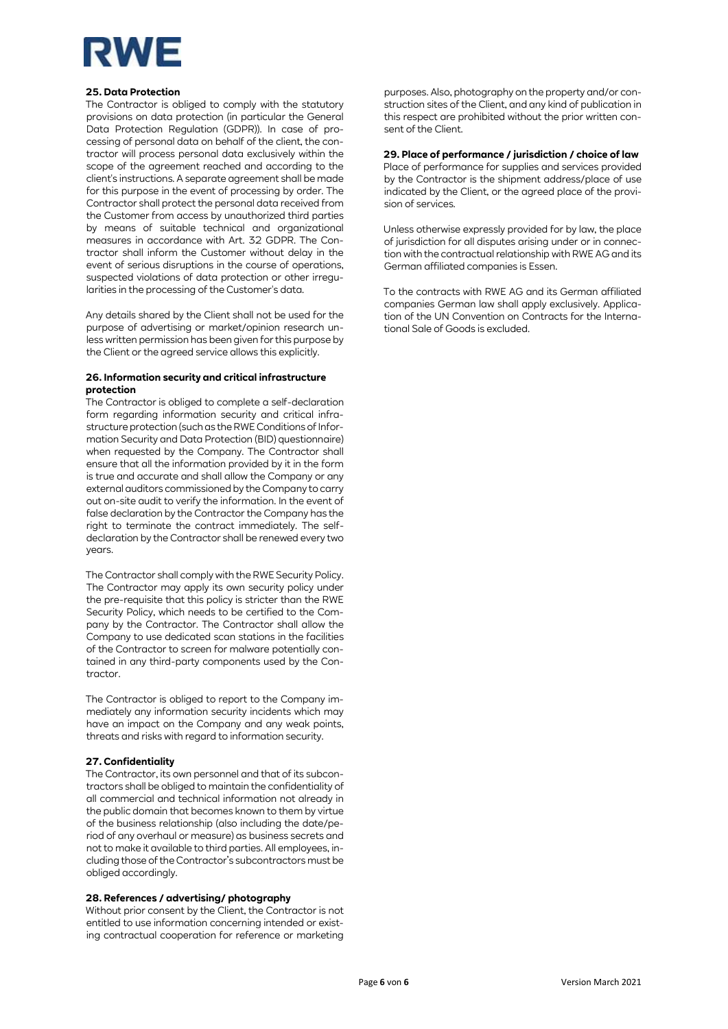## 25. Data Protection

The Contractor is obliged to comply with the statutory provisions on data protection (in particular the General Data Protection Regulation (GDPR)). In case of processing of personal data on behalf of the client, the contractor will process personal data exclusively within the scope of the agreement reached and according to the client's instructions. A separate agreement shall be made for this purpose in the event of processing by order. The Contractor shall protect the personal data received from the Customer from access by unauthorized third parties by means of suitable technical and organizational measures in accordance with Art. 32 GDPR. The Contractor shall inform the Customer without delay in the event of serious disruptions in the course of operations, suspected violations of data protection or other irregularities in the processing of the Customer's data.

Any details shared by the Client shall not be used for the purpose of advertising or market/opinion research unless written permission has been given for this purpose by the Client or the agreed service allows this explicitly.

## 26. Information security and critical infrastructure protection

The Contractor is obliged to complete a self-declaration form regarding information security and critical infrastructure protection (such as the RWE Conditions of Information Security and Data Protection (BID) questionnaire) when requested by the Company. The Contractor shall ensure that all the information provided by it in the form is true and accurate and shall allow the Company or any external auditors commissioned by the Company to carry out on-site audit to verify the information. In the event of false declaration by the Contractor the Company has the right to terminate the contract immediately. The self-declaration by the Contractor shall be renewed every two years.

The Contractor shall comply with the RWE Security Policy. The Contractor may apply its own security policy under the pre-requisite that this policy is stricter than the RWE Security Policy, which needs to be certified to the Company by the Contractor. The Contractor shall allow the Company to use dedicated scan stations in the facilities of the Contractor to screen for malware potentially contained in any third-party components used by the Contractor.

The Contractor is obliged to report to the Company immediately any information security incidents which may have an impact on the Company and any weak points, threats and risks with regard to information security.

## 27. Confidentiality

The Contractor, its own personnel and that of its subcontractors shall be obliged to maintain the confidentiality of all commercial and technical information not already in the public domain that becomes known to them by virtue of the business relationship (also including the date/period of any overhaul or measure) as business secrets and not to make it available to third parties. All employees, including those of the Contractor's subcontractors must be obliged accordingly.

## 28. References / advertising/ photography

Without prior consent by the Client, the Contractor is not entitled to use information concerning intended or existing contractual cooperation for reference or marketing purposes. Also, photography on the property and/or construction sites of the Client, and any kind of publication in this respect are prohibited without the prior written consent of the Client.

## 29. Place of performance / jurisdiction / choice of law

Place of performance for supplies and services provided by the Contractor is the shipment address/place of use indicated by the Client, or the agreed place of the provision of services.

Unless otherwise expressly provided for by law, the place of jurisdiction for all disputes arising under or in connection with the contractual relationship with RWE AG and its German affiliated companies is Essen.

To the contracts with RWE AG and its German affiliated companies German law shall apply exclusively. Application of the UN Convention on Contracts for the International Sale of Goods is excluded.